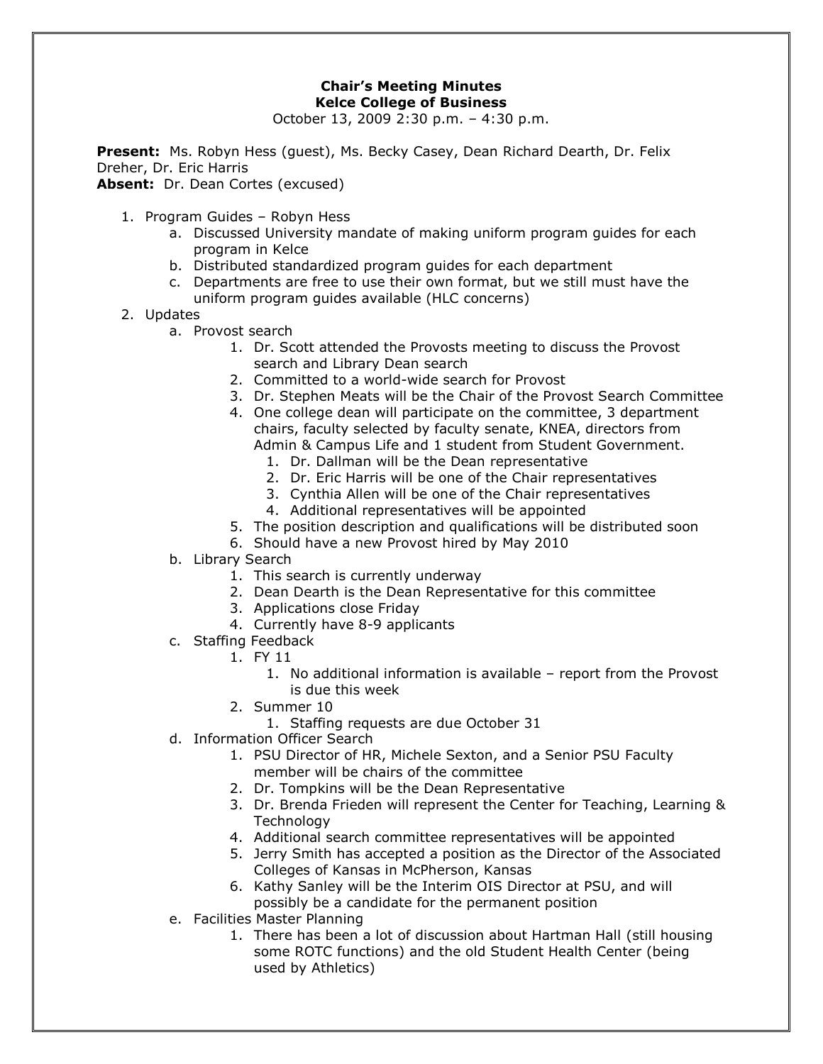**Chair's Meeting Minutes**
**Kelce College of Business**
October 13, 2009 2:30 p.m. – 4:30 p.m.

**Present:** Ms. Robyn Hess (guest), Ms. Becky Casey, Dean Richard Dearth, Dr. Felix Dreher, Dr. Eric Harris
**Absent:** Dr. Dean Cortes (excused)

1. Program Guides – Robyn Hess
   a. Discussed University mandate of making uniform program guides for each program in Kelce
   b. Distributed standardized program guides for each department
   c. Departments are free to use their own format, but we still must have the uniform program guides available (HLC concerns)
2. Updates
   a. Provost search
      1. Dr. Scott attended the Provosts meeting to discuss the Provost search and Library Dean search
      2. Committed to a world-wide search for Provost
      3. Dr. Stephen Meats will be the Chair of the Provost Search Committee
      4. One college dean will participate on the committee, 3 department chairs, faculty selected by faculty senate, KNEA, directors from Admin & Campus Life and 1 student from Student Government.
         1. Dr. Dallman will be the Dean representative
         2. Dr. Eric Harris will be one of the Chair representatives
         3. Cynthia Allen will be one of the Chair representatives
         4. Additional representatives will be appointed
      5. The position description and qualifications will be distributed soon
      6. Should have a new Provost hired by May 2010
   b. Library Search
      1. This search is currently underway
      2. Dean Dearth is the Dean Representative for this committee
      3. Applications close Friday
      4. Currently have 8-9 applicants
   c. Staffing Feedback
      1. FY 11
         1. No additional information is available – report from the Provost is due this week
      2. Summer 10
         1. Staffing requests are due October 31
   d. Information Officer Search
      1. PSU Director of HR, Michele Sexton, and a Senior PSU Faculty member will be chairs of the committee
      2. Dr. Tompkins will be the Dean Representative
      3. Dr. Brenda Frieden will represent the Center for Teaching, Learning & Technology
      4. Additional search committee representatives will be appointed
      5. Jerry Smith has accepted a position as the Director of the Associated Colleges of Kansas in McPherson, Kansas
      6. Kathy Sanley will be the Interim OIS Director at PSU, and will possibly be a candidate for the permanent position
   e. Facilities Master Planning
      1. There has been a lot of discussion about Hartman Hall (still housing some ROTC functions) and the old Student Health Center (being used by Athletics)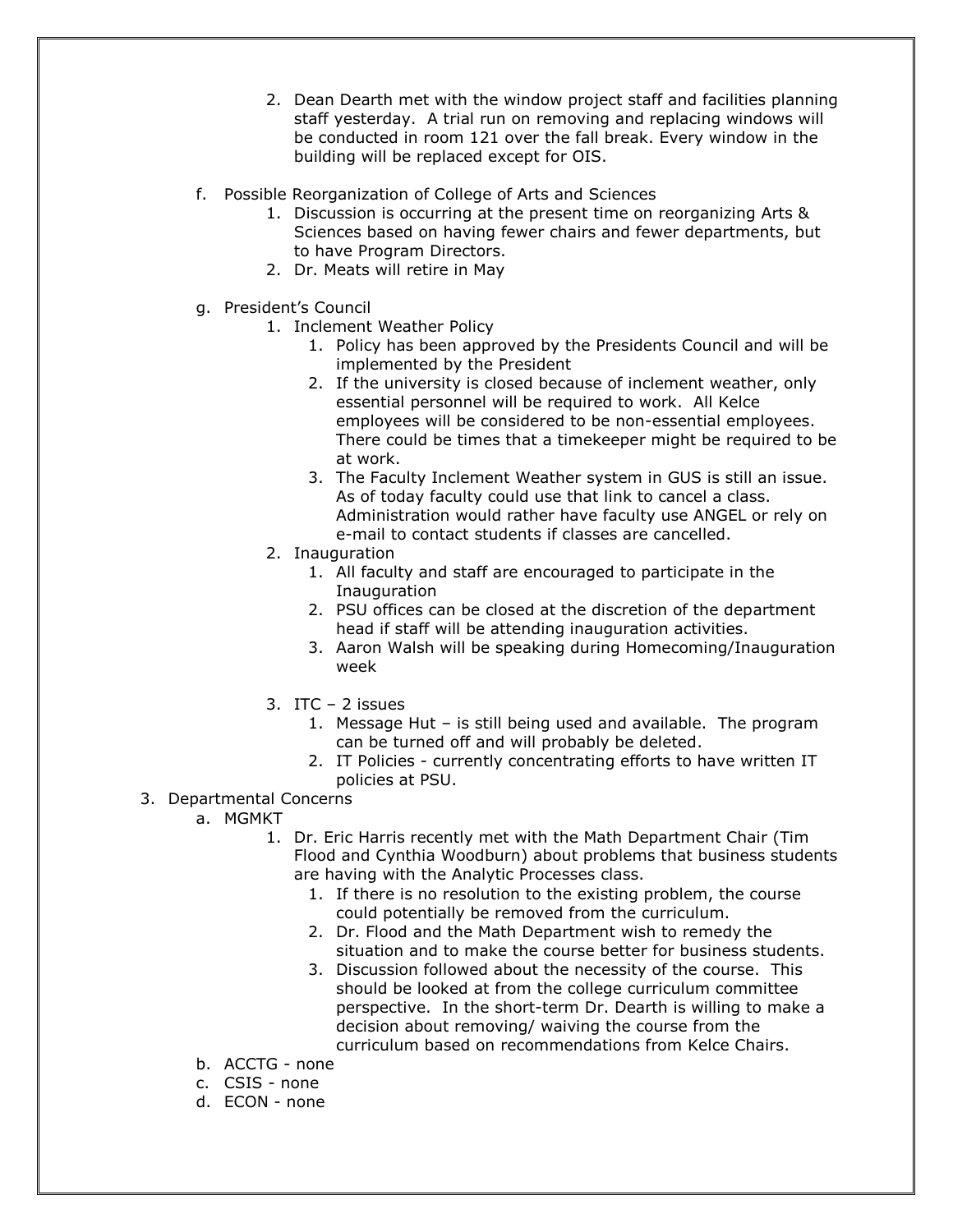2. Dean Dearth met with the window project staff and facilities planning staff yesterday. A trial run on removing and replacing windows will be conducted in room 121 over the fall break. Every window in the building will be replaced except for OIS.

f. Possible Reorganization of College of Arts and Sciences

1. Discussion is occurring at the present time on reorganizing Arts & Sciences based on having fewer chairs and fewer departments, but to have Program Directors.
2. Dr. Meats will retire in May

g. President's Council

1. Inclement Weather Policy
   1. Policy has been approved by the Presidents Council and will be implemented by the President
   2. If the university is closed because of inclement weather, only essential personnel will be required to work. All Kelce employees will be considered to be non-essential employees. There could be times that a timekeeper might be required to be at work.
   3. The Faculty Inclement Weather system in GUS is still an issue. As of today faculty could use that link to cancel a class. Administration would rather have faculty use ANGEL or rely on e-mail to contact students if classes are cancelled.
2. Inauguration
   1. All faculty and staff are encouraged to participate in the Inauguration
   2. PSU offices can be closed at the discretion of the department head if staff will be attending inauguration activities.
   3. Aaron Walsh will be speaking during Homecoming/Inauguration week
3. ITC – 2 issues
   1. Message Hut – is still being used and available. The program can be turned off and will probably be deleted.
   2. IT Policies - currently concentrating efforts to have written IT policies at PSU.

3. Departmental Concerns

a. MGMKT

1. Dr. Eric Harris recently met with the Math Department Chair (Tim Flood and Cynthia Woodburn) about problems that business students are having with the Analytic Processes class.
   1. If there is no resolution to the existing problem, the course could potentially be removed from the curriculum.
   2. Dr. Flood and the Math Department wish to remedy the situation and to make the course better for business students.
   3. Discussion followed about the necessity of the course. This should be looked at from the college curriculum committee perspective. In the short-term Dr. Dearth is willing to make a decision about removing/ waiving the course from the curriculum based on recommendations from Kelce Chairs.

b. ACCTG - none

c. CSIS - none

d. ECON - none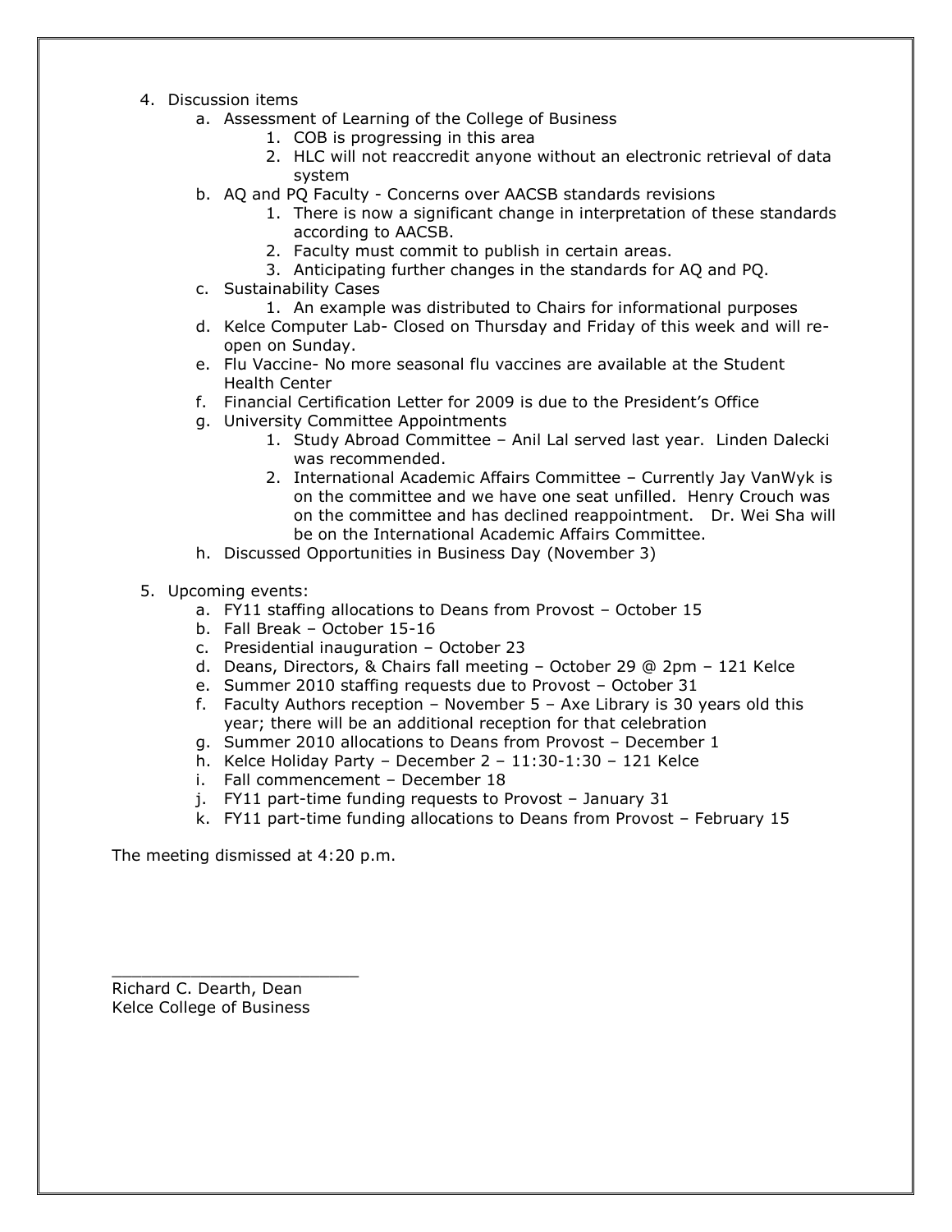4. Discussion items
    a. Assessment of Learning of the College of Business
        1. COB is progressing in this area
        2. HLC will not reaccredit anyone without an electronic retrieval of data system
    b. AQ and PQ Faculty - Concerns over AACSB standards revisions
        1. There is now a significant change in interpretation of these standards according to AACSB.
        2. Faculty must commit to publish in certain areas.
        3. Anticipating further changes in the standards for AQ and PQ.
    c. Sustainability Cases
        1. An example was distributed to Chairs for informational purposes
    d. Kelce Computer Lab- Closed on Thursday and Friday of this week and will re-open on Sunday.
    e. Flu Vaccine- No more seasonal flu vaccines are available at the Student Health Center
    f. Financial Certification Letter for 2009 is due to the President's Office
    g. University Committee Appointments
        1. Study Abroad Committee – Anil Lal served last year. Linden Dalecki was recommended.
        2. International Academic Affairs Committee – Currently Jay VanWyk is on the committee and we have one seat unfilled. Henry Crouch was on the committee and has declined reappointment. Dr. Wei Sha will be on the International Academic Affairs Committee.
    h. Discussed Opportunities in Business Day (November 3)

5. Upcoming events:
    a. FY11 staffing allocations to Deans from Provost – October 15
    b. Fall Break – October 15-16
    c. Presidential inauguration – October 23
    d. Deans, Directors, & Chairs fall meeting – October 29 @ 2pm – 121 Kelce
    e. Summer 2010 staffing requests due to Provost – October 31
    f. Faculty Authors reception – November 5 – Axe Library is 30 years old this year; there will be an additional reception for that celebration
    g. Summer 2010 allocations to Deans from Provost – December 1
    h. Kelce Holiday Party – December 2 – 11:30-1:30 – 121 Kelce
    i. Fall commencement – December 18
    j. FY11 part-time funding requests to Provost – January 31
    k. FY11 part-time funding allocations to Deans from Provost – February 15

The meeting dismissed at 4:20 p.m.

\_\_\_\_\_\_\_\_\_\_\_\_\_\_\_\_\_\_\_\_\_\_\_\_\_\_

Richard C. Dearth, Dean  
Kelce College of Business